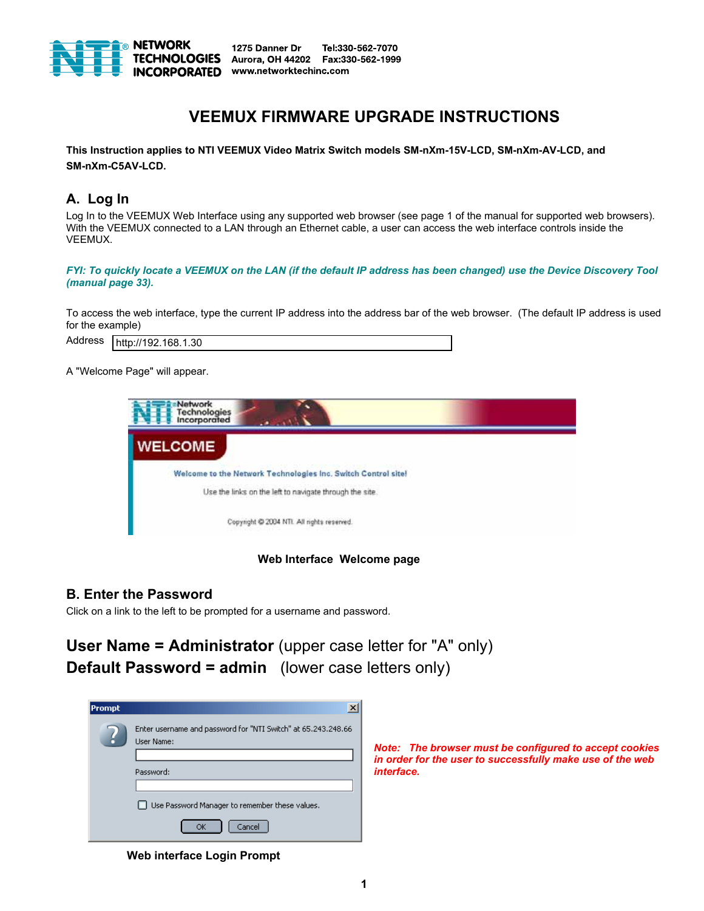NETWORK TECHNOLOGIES INCORPORATED
1275 Danner Dr Aurora, OH 44202
Tel:330-562-7070 Fax:330-562-1999
www.networktechinc.com

# VEEMUX FIRMWARE UPGRADE INSTRUCTIONS

**This Instruction applies to NTI VEEMUX Video Matrix Switch models SM-nXm-15V-LCD, SM-nXm-AV-LCD, and SM-nXm-C5AV-LCD.**

## A. Log In

Log In to the VEEMUX Web Interface using any supported web browser (see page 1 of the manual for supported web browsers). With the VEEMUX connected to a LAN through an Ethernet cable, a user can access the web interface controls inside the VEEMUX.

***FYI: To quickly locate a VEEMUX on the LAN (if the default IP address has been changed) use the Device Discovery Tool (manual page 33).***

To access the web interface, type the current IP address into the address bar of the web browser. (The default IP address is used for the example)

Address http://192.168.1.30

A "Welcome Page" will appear.

**Web Interface Welcome page**

## B. Enter the Password

Click on a link to the left to be prompted for a username and password.

**User Name = Administrator** (upper case letter for "A" only)
**Default Password = admin** (lower case letters only)

***Note: The browser must be configured to accept cookies in order for the user to successfully make use of the web interface.***

**Web interface Login Prompt**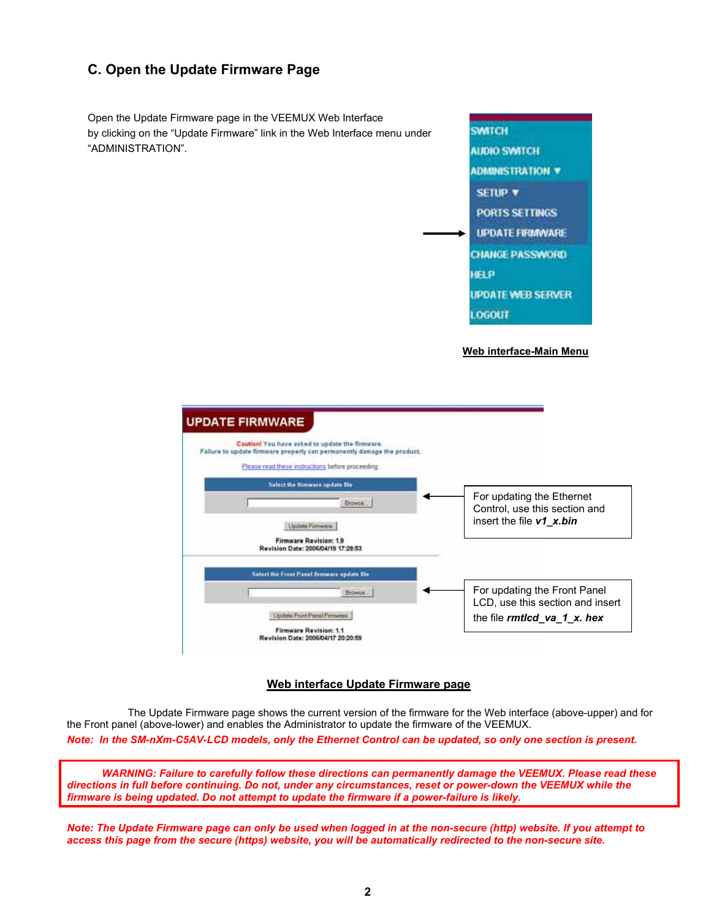## C. Open the Update Firmware Page

Open the Update Firmware page in the VEEMUX Web Interface by clicking on the "Update Firmware" link in the Web Interface menu under "ADMINISTRATION".

SWITCH
AUDIO SWITCH
ADMINISTRATION ▼
SETUP ▼
PORTS SETTINGS
UPDATE FIRMWARE
CHANGE PASSWORD
HELP
UPDATE WEB SERVER
LOGOUT

**Web interface-Main Menu**

UPDATE FIRMWARE

Caution! You have asked to update the firmware.
Failure to update firmware properly can permanently damage the product.

Please read these instructions before proceeding.

Select the firmware update file

Browse...

Update Firmware

Firmware Revision: 1.9
Revision Date: 2006/04/19 17:28:53

For updating the Ethernet Control, use this section and insert the file ***v1_x.bin***

Select the Front Panel firmware update file

Browse...

Update Front Panel Firmware

Firmware Revision: 1.1
Revision Date: 2006/04/17 20:20:59

For updating the Front Panel LCD, use this section and insert the file ***rmtlcd_va_1_x. hex***

**Web interface Update Firmware page**

The Update Firmware page shows the current version of the firmware for the Web interface (above-upper) and for the Front panel (above-lower) and enables the Administrator to update the firmware of the VEEMUX.

***Note: In the SM-nXm-C5AV-LCD models, only the Ethernet Control can be updated, so only one section is present.***

***WARNING: Failure to carefully follow these directions can permanently damage the VEEMUX. Please read these directions in full before continuing. Do not, under any circumstances, reset or power-down the VEEMUX while the firmware is being updated. Do not attempt to update the firmware if a power-failure is likely.***

***Note: The Update Firmware page can only be used when logged in at the non-secure (http) website. If you attempt to access this page from the secure (https) website, you will be automatically redirected to the non-secure site.***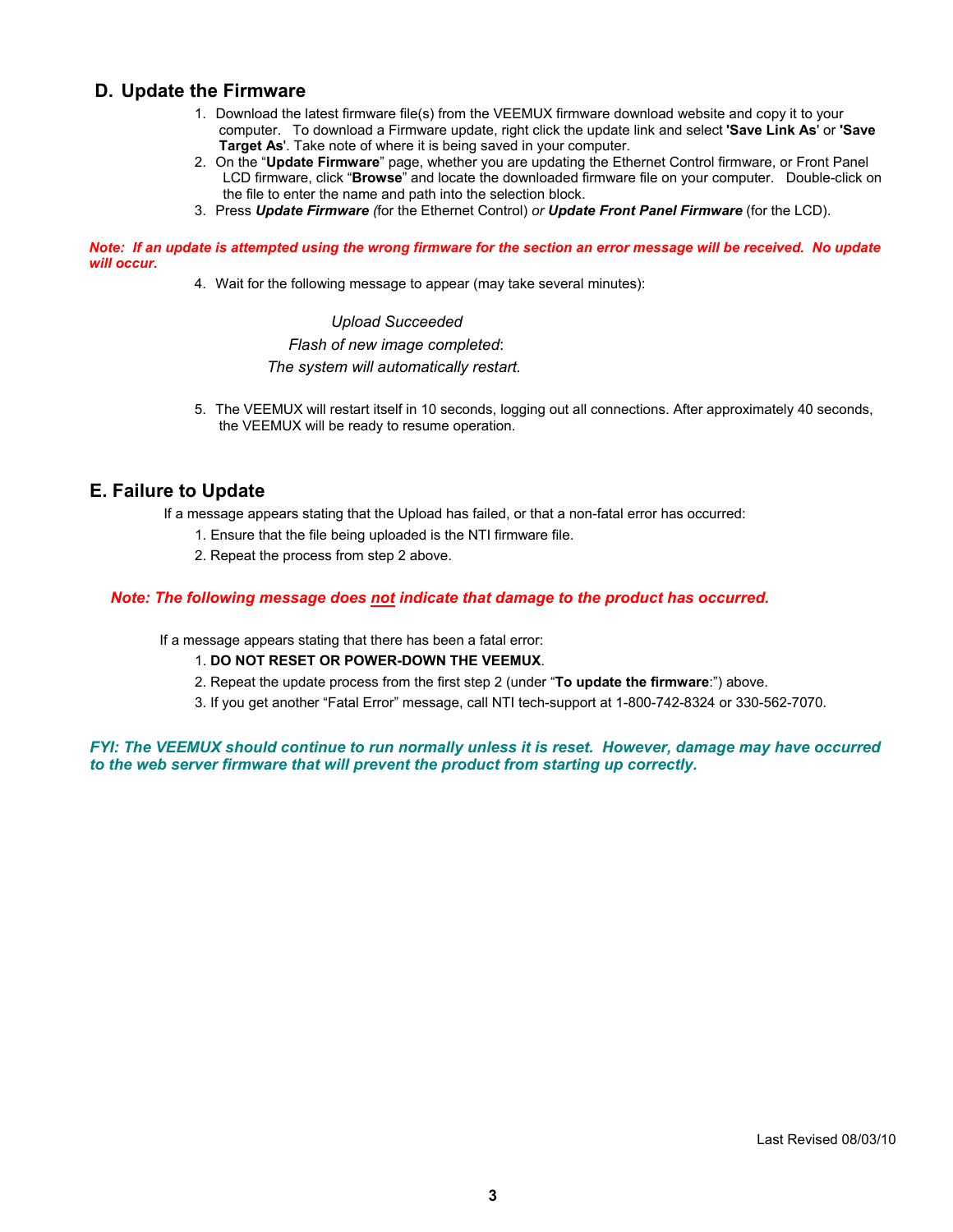## D. Update the Firmware

1. Download the latest firmware file(s) from the VEEMUX firmware download website and copy it to your computer. To download a Firmware update, right click the update link and select **'Save Link As'** or **'Save Target As'**. Take note of where it is being saved in your computer.
2. On the "**Update Firmware**" page, whether you are updating the Ethernet Control firmware, or Front Panel LCD firmware, click "**Browse**" and locate the downloaded firmware file on your computer. Double-click on the file to enter the name and path into the selection block.
3. Press ***Update Firmware*** *(*for the Ethernet Control) *or* ***Update Front Panel Firmware*** (for the LCD).

***Note: If an update is attempted using the wrong firmware for the section an error message will be received. No update will occur.***

4. Wait for the following message to appear (may take several minutes):

*Upload Succeeded*

*Flash of new image completed*:

*The system will automatically restart.*

5. The VEEMUX will restart itself in 10 seconds, logging out all connections. After approximately 40 seconds, the VEEMUX will be ready to resume operation.

## E. Failure to Update

If a message appears stating that the Upload has failed, or that a non-fatal error has occurred:

1. Ensure that the file being uploaded is the NTI firmware file.
2. Repeat the process from step 2 above.

***Note: The following message does not indicate that damage to the product has occurred.***

If a message appears stating that there has been a fatal error:

1. **DO NOT RESET OR POWER-DOWN THE VEEMUX**.
2. Repeat the update process from the first step 2 (under "**To update the firmware**:") above.
3. If you get another "Fatal Error" message, call NTI tech-support at 1-800-742-8324 or 330-562-7070.

***FYI: The VEEMUX should continue to run normally unless it is reset. However, damage may have occurred to the web server firmware that will prevent the product from starting up correctly.***

Last Revised 08/03/10